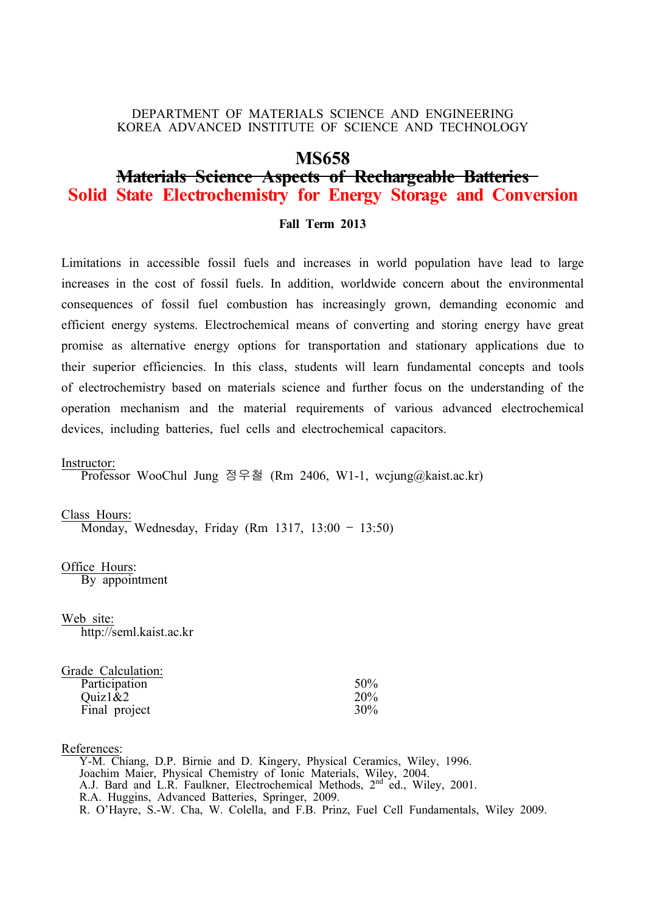DEPARTMENT OF MATERIALS SCIENCE AND ENGINEERING
KOREA ADVANCED INSTITUTE OF SCIENCE AND TECHNOLOGY

# MS658

## ~~Materials Science Aspects of Rechargeable Batteries~~

## Solid State Electrochemistry for Energy Storage and Conversion

**Fall Term 2013**

Limitations in accessible fossil fuels and increases in world population have lead to large increases in the cost of fossil fuels. In addition, worldwide concern about the environmental consequences of fossil fuel combustion has increasingly grown, demanding economic and efficient energy systems. Electrochemical means of converting and storing energy have great promise as alternative energy options for transportation and stationary applications due to their superior efficiencies. In this class, students will learn fundamental concepts and tools of electrochemistry based on materials science and further focus on the understanding of the operation mechanism and the material requirements of various advanced electrochemical devices, including batteries, fuel cells and electrochemical capacitors.

Instructor:
Professor WooChul Jung 정우철 (Rm 2406, W1-1, wcjung@kaist.ac.kr)

Class Hours:
Monday, Wednesday, Friday (Rm 1317, 13:00 – 13:50)

Office Hours:
By appointment

Web site:
http://seml.kaist.ac.kr

Grade Calculation:

| | |
|---|---|
| Participation | 50% |
| Quiz1&2 | 20% |
| Final project | 30% |

References:
Y-M. Chiang, D.P. Birnie and D. Kingery, Physical Ceramics, Wiley, 1996.
Joachim Maier, Physical Chemistry of Ionic Materials, Wiley, 2004.
A.J. Bard and L.R. Faulkner, Electrochemical Methods, 2nd ed., Wiley, 2001.
R.A. Huggins, Advanced Batteries, Springer, 2009.
R. O'Hayre, S.-W. Cha, W. Colella, and F.B. Prinz, Fuel Cell Fundamentals, Wiley 2009.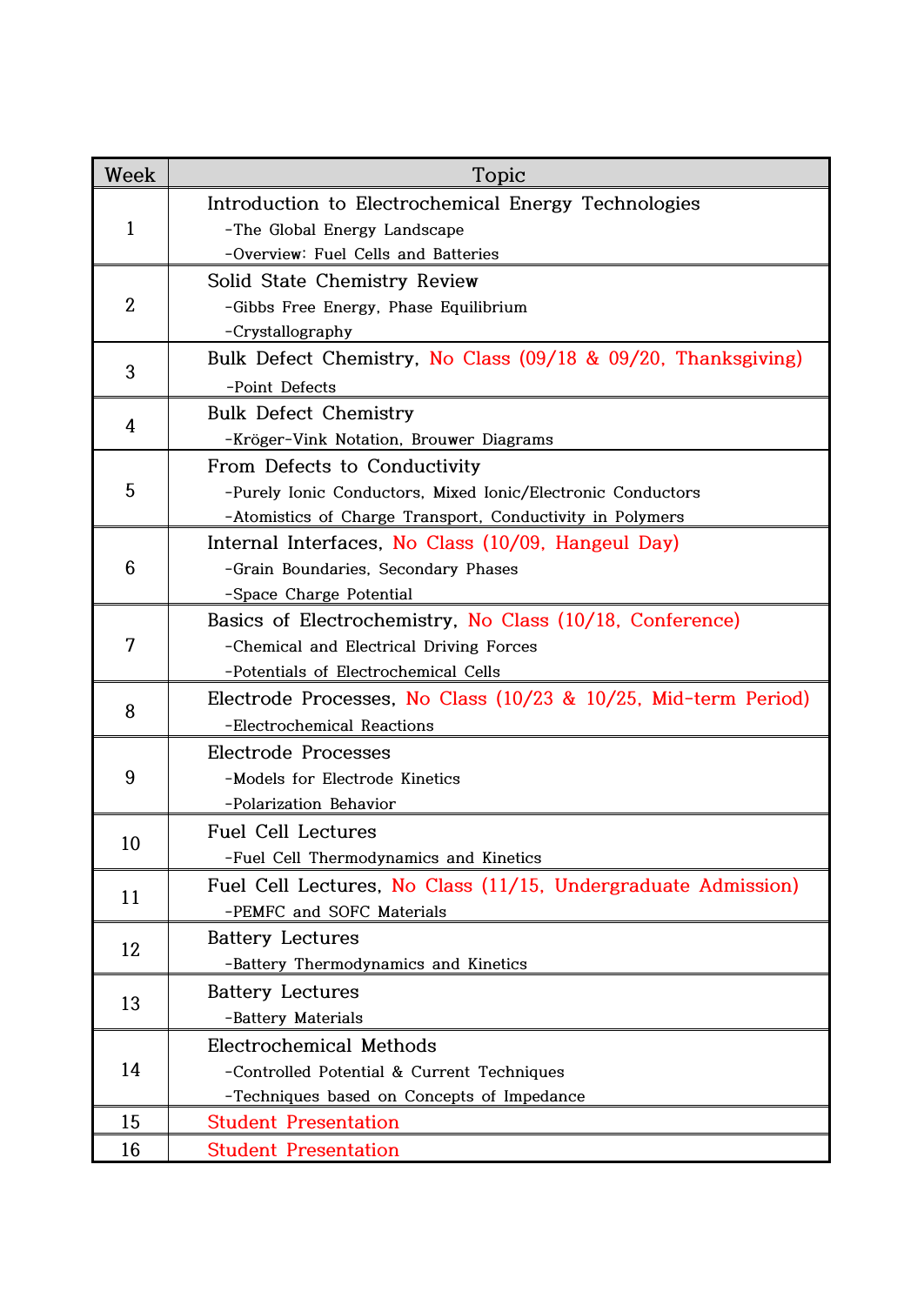| Week | Topic |
| --- | --- |
| 1 | Introduction to Electrochemical Energy Technologies<br>-The Global Energy Landscape<br>-Overview: Fuel Cells and Batteries |
| 2 | Solid State Chemistry Review<br>-Gibbs Free Energy, Phase Equilibrium<br>-Crystallography |
| 3 | Bulk Defect Chemistry, No Class (09/18 & 09/20, Thanksgiving)<br>-Point Defects |
| 4 | Bulk Defect Chemistry<br>-Kröger-Vink Notation, Brouwer Diagrams |
| 5 | From Defects to Conductivity<br>-Purely Ionic Conductors, Mixed Ionic/Electronic Conductors<br>-Atomistics of Charge Transport, Conductivity in Polymers |
| 6 | Internal Interfaces, No Class (10/09, Hangeul Day)<br>-Grain Boundaries, Secondary Phases<br>-Space Charge Potential |
| 7 | Basics of Electrochemistry, No Class (10/18, Conference)<br>-Chemical and Electrical Driving Forces<br>-Potentials of Electrochemical Cells |
| 8 | Electrode Processes, No Class (10/23 & 10/25, Mid-term Period)<br>-Electrochemical Reactions |
| 9 | Electrode Processes<br>-Models for Electrode Kinetics<br>-Polarization Behavior |
| 10 | Fuel Cell Lectures<br>-Fuel Cell Thermodynamics and Kinetics |
| 11 | Fuel Cell Lectures, No Class (11/15, Undergraduate Admission)<br>-PEMFC and SOFC Materials |
| 12 | Battery Lectures<br>-Battery Thermodynamics and Kinetics |
| 13 | Battery Lectures<br>-Battery Materials |
| 14 | Electrochemical Methods<br>-Controlled Potential & Current Techniques<br>-Techniques based on Concepts of Impedance |
| 15 | Student Presentation |
| 16 | Student Presentation |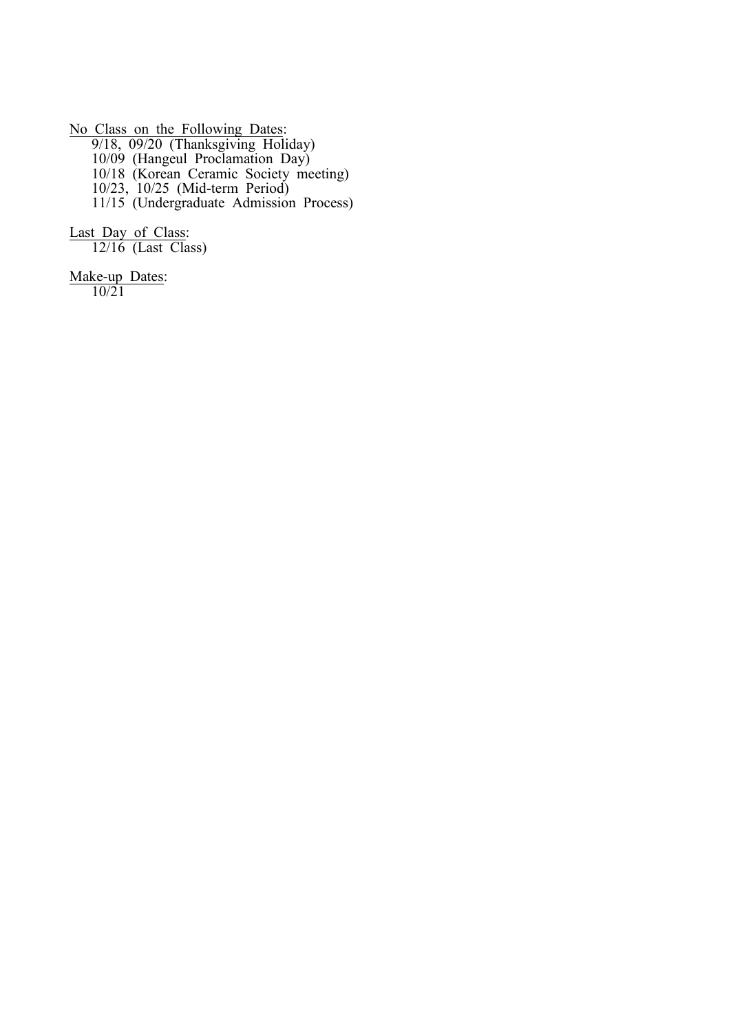No Class on the Following Dates:

- 9/18, 09/20 (Thanksgiving Holiday)
- 10/09 (Hangeul Proclamation Day)
- 10/18 (Korean Ceramic Society meeting)
- 10/23, 10/25 (Mid-term Period)
- 11/15 (Undergraduate Admission Process)

Last Day of Class:

- 12/16 (Last Class)

Make-up Dates:

- 10/21